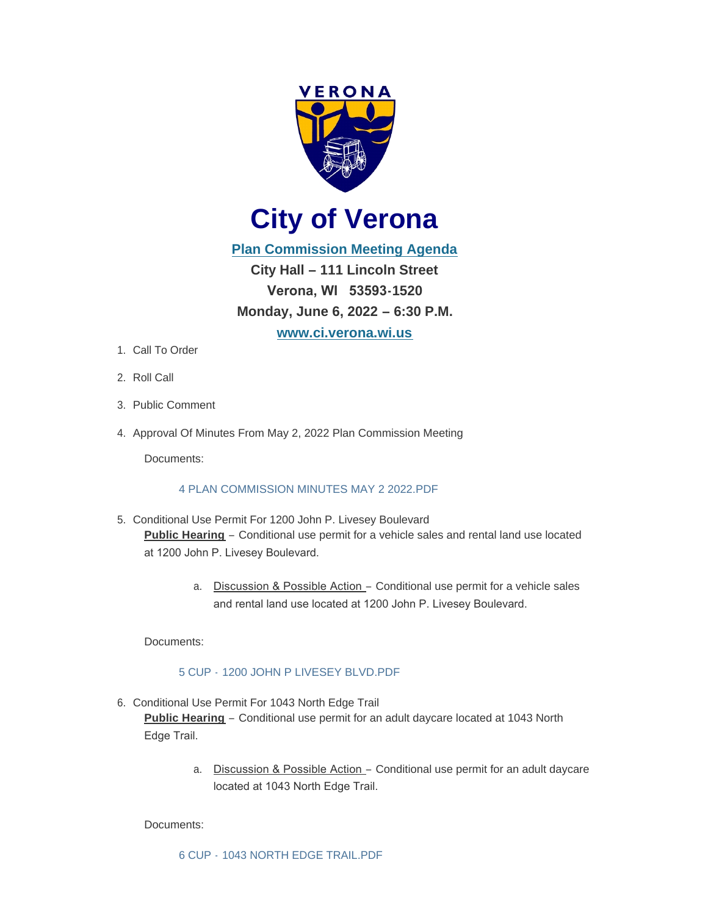VERONA

# City of Verona

**Plan Commission Meeting Agenda**

**City Hall – 111 Lincoln Street**

**Verona, WI 53593-1520**

**Monday, June 6, 2022 – 6:30 P.M.**

**www.ci.verona.wi.us**

1. Call To Order
2. Roll Call
3. Public Comment
4. Approval Of Minutes From May 2, 2022 Plan Commission Meeting

   Documents:

   4 PLAN COMMISSION MINUTES MAY 2 2022.PDF

5. Conditional Use Permit For 1200 John P. Livesey Boulevard

   **Public Hearing** – Conditional use permit for a vehicle sales and rental land use located at 1200 John P. Livesey Boulevard.

   a. Discussion & Possible Action – Conditional use permit for a vehicle sales and rental land use located at 1200 John P. Livesey Boulevard.

   Documents:

   5 CUP - 1200 JOHN P LIVESEY BLVD.PDF

6. Conditional Use Permit For 1043 North Edge Trail

   **Public Hearing** – Conditional use permit for an adult daycare located at 1043 North Edge Trail.

   a. Discussion & Possible Action – Conditional use permit for an adult daycare located at 1043 North Edge Trail.

   Documents:

   6 CUP - 1043 NORTH EDGE TRAIL.PDF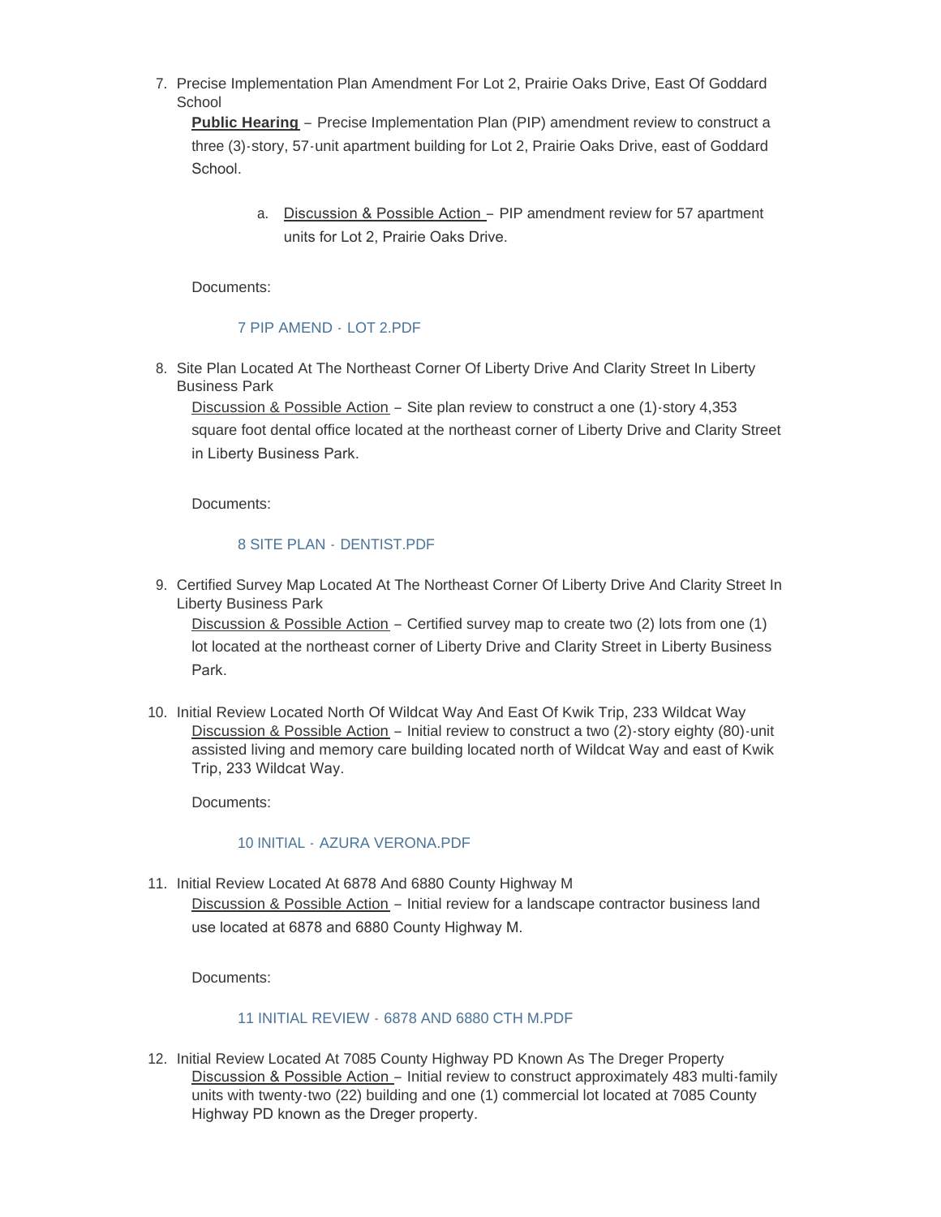7. Precise Implementation Plan Amendment For Lot 2, Prairie Oaks Drive, East Of Goddard School

   **Public Hearing** – Precise Implementation Plan (PIP) amendment review to construct a three (3)-story, 57-unit apartment building for Lot 2, Prairie Oaks Drive, east of Goddard School.

   a. Discussion & Possible Action – PIP amendment review for 57 apartment units for Lot 2, Prairie Oaks Drive.

   Documents:

   7 PIP AMEND - LOT 2.PDF

8. Site Plan Located At The Northeast Corner Of Liberty Drive And Clarity Street In Liberty Business Park

   Discussion & Possible Action – Site plan review to construct a one (1)-story 4,353 square foot dental office located at the northeast corner of Liberty Drive and Clarity Street in Liberty Business Park.

   Documents:

   8 SITE PLAN - DENTIST.PDF

9. Certified Survey Map Located At The Northeast Corner Of Liberty Drive And Clarity Street In Liberty Business Park

   Discussion & Possible Action – Certified survey map to create two (2) lots from one (1) lot located at the northeast corner of Liberty Drive and Clarity Street in Liberty Business Park.

10. Initial Review Located North Of Wildcat Way And East Of Kwik Trip, 233 Wildcat Way

    Discussion & Possible Action – Initial review to construct a two (2)-story eighty (80)-unit assisted living and memory care building located north of Wildcat Way and east of Kwik Trip, 233 Wildcat Way.

    Documents:

    10 INITIAL - AZURA VERONA.PDF

11. Initial Review Located At 6878 And 6880 County Highway M

    Discussion & Possible Action – Initial review for a landscape contractor business land use located at 6878 and 6880 County Highway M.

    Documents:

    11 INITIAL REVIEW - 6878 AND 6880 CTH M.PDF

12. Initial Review Located At 7085 County Highway PD Known As The Dreger Property

    Discussion & Possible Action – Initial review to construct approximately 483 multi-family units with twenty-two (22) building and one (1) commercial lot located at 7085 County Highway PD known as the Dreger property.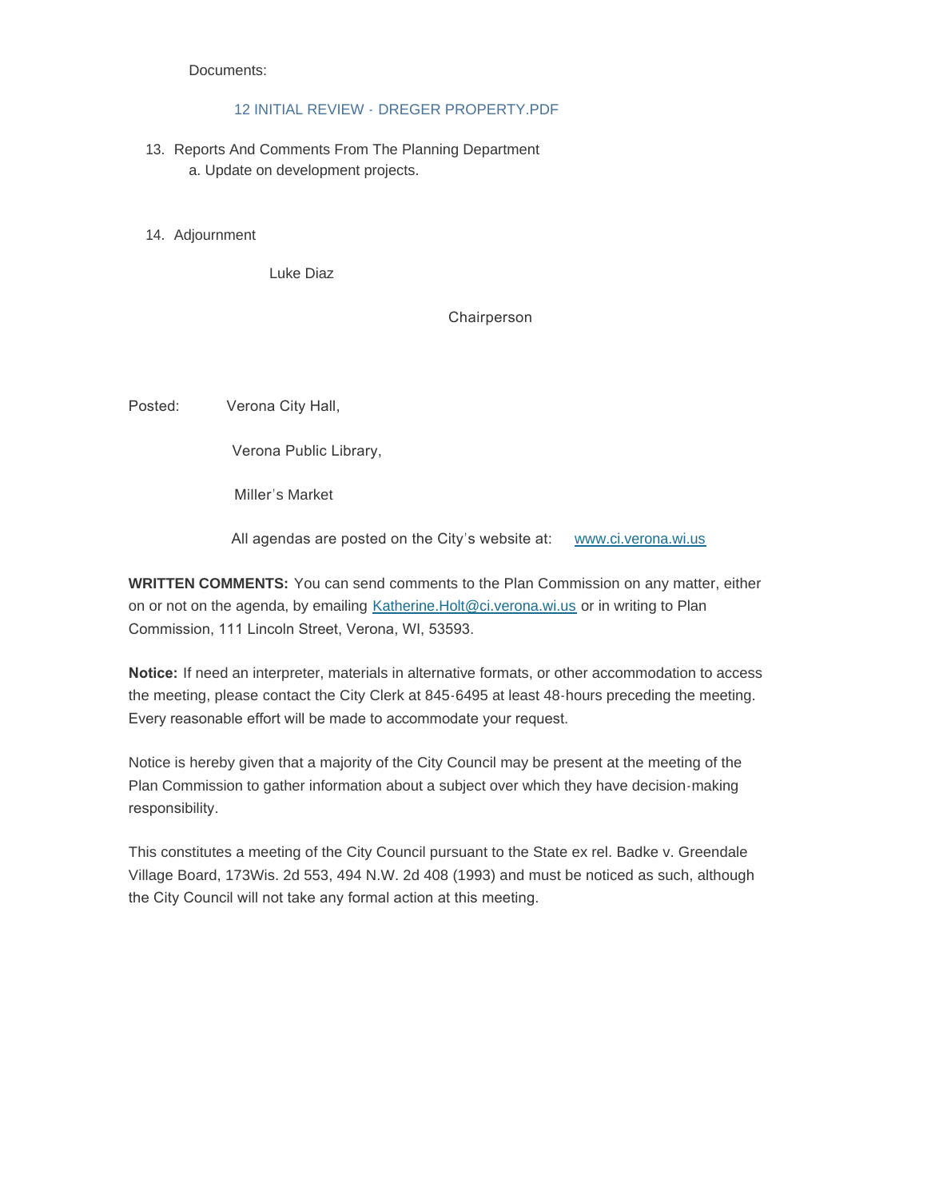Documents:

12 INITIAL REVIEW - DREGER PROPERTY.PDF

13. Reports And Comments From The Planning Department
    a. Update on development projects.

14. Adjournment

Luke Diaz

Chairperson

Posted: Verona City Hall,

Verona Public Library,

Miller's Market

All agendas are posted on the City's website at: www.ci.verona.wi.us

**WRITTEN COMMENTS:** You can send comments to the Plan Commission on any matter, either on or not on the agenda, by emailing Katherine.Holt@ci.verona.wi.us or in writing to Plan Commission, 111 Lincoln Street, Verona, WI, 53593.

**Notice:** If need an interpreter, materials in alternative formats, or other accommodation to access the meeting, please contact the City Clerk at 845-6495 at least 48-hours preceding the meeting. Every reasonable effort will be made to accommodate your request.

Notice is hereby given that a majority of the City Council may be present at the meeting of the Plan Commission to gather information about a subject over which they have decision-making responsibility.

This constitutes a meeting of the City Council pursuant to the State ex rel. Badke v. Greendale Village Board, 173Wis. 2d 553, 494 N.W. 2d 408 (1993) and must be noticed as such, although the City Council will not take any formal action at this meeting.